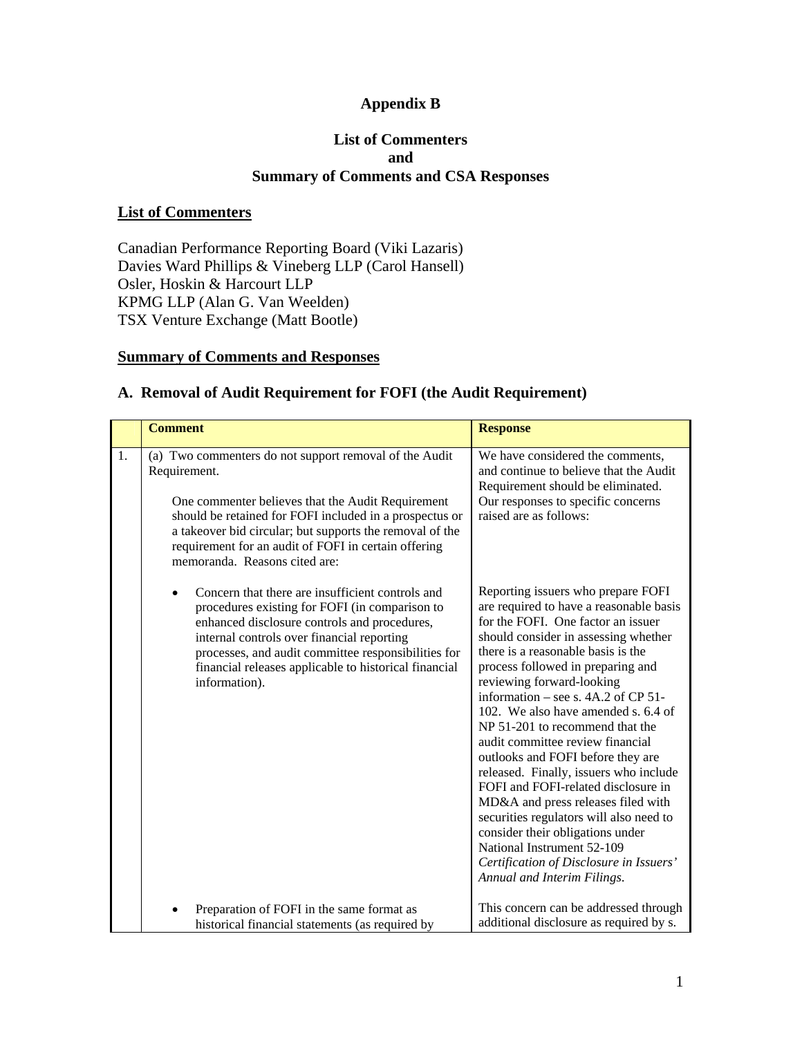# Appendix B

## List of Commenters and Summary of Comments and CSA Responses

### List of Commenters

Canadian Performance Reporting Board (Viki Lazaris)
Davies Ward Phillips & Vineberg LLP (Carol Hansell)
Osler, Hoskin & Harcourt LLP
KPMG LLP (Alan G. Van Weelden)
TSX Venture Exchange (Matt Bootle)

### Summary of Comments and Responses

### A. Removal of Audit Requirement for FOFI (the Audit Requirement)

| | Comment | Response |
|---|---|---|
| 1. | (a) Two commenters do not support removal of the Audit Requirement.<br><br>One commenter believes that the Audit Requirement should be retained for FOFI included in a prospectus or a takeover bid circular; but supports the removal of the requirement for an audit of FOFI in certain offering memoranda. Reasons cited are: | We have considered the comments, and continue to believe that the Audit Requirement should be eliminated. Our responses to specific concerns raised are as follows: |
| | • Concern that there are insufficient controls and procedures existing for FOFI (in comparison to enhanced disclosure controls and procedures, internal controls over financial reporting processes, and audit committee responsibilities for financial releases applicable to historical financial information). | Reporting issuers who prepare FOFI are required to have a reasonable basis for the FOFI. One factor an issuer should consider in assessing whether there is a reasonable basis is the process followed in preparing and reviewing forward-looking information – see s. 4A.2 of CP 51-102. We also have amended s. 6.4 of NP 51-201 to recommend that the audit committee review financial outlooks and FOFI before they are released. Finally, issuers who include FOFI and FOFI-related disclosure in MD&A and press releases filed with securities regulators will also need to consider their obligations under National Instrument 52-109 *Certification of Disclosure in Issuers' Annual and Interim Filings.* |
| | • Preparation of FOFI in the same format as historical financial statements (as required by | This concern can be addressed through additional disclosure as required by s. |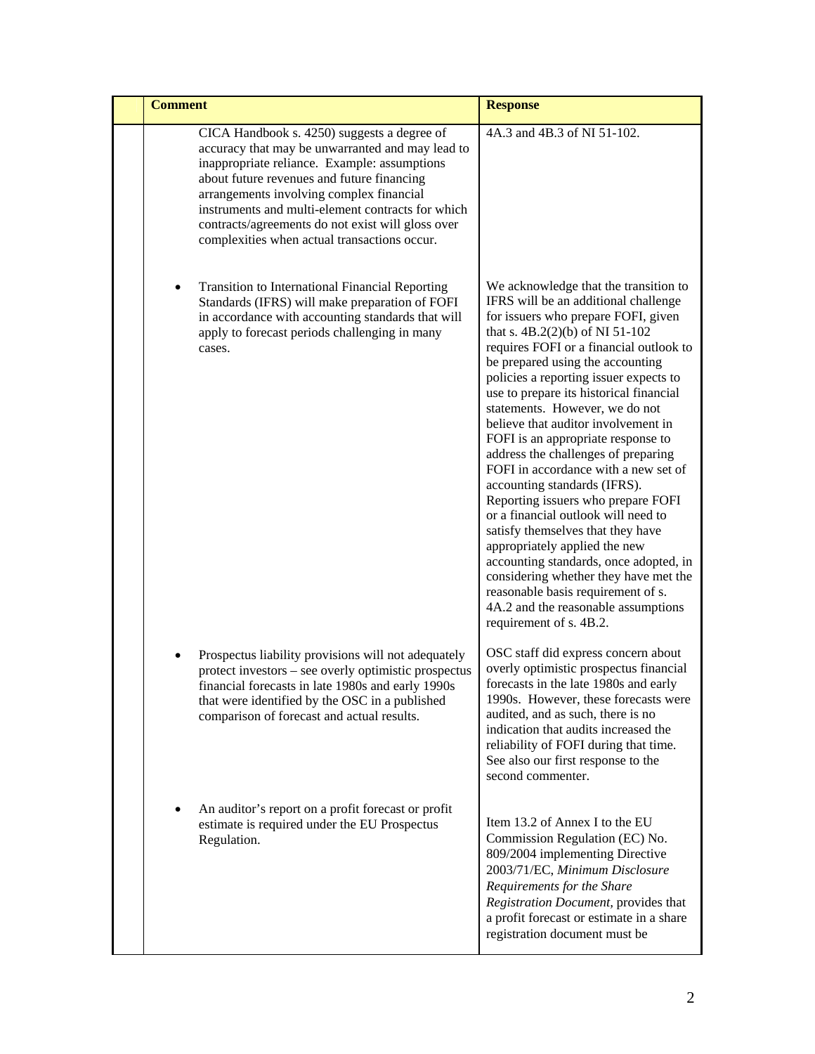| | Comment | Response |
|---|---|---|
| | CICA Handbook s. 4250) suggests a degree of accuracy that may be unwarranted and may lead to inappropriate reliance. Example: assumptions about future revenues and future financing arrangements involving complex financial instruments and multi-element contracts for which contracts/agreements do not exist will gloss over complexities when actual transactions occur. | 4A.3 and 4B.3 of NI 51-102. |
| | • Transition to International Financial Reporting Standards (IFRS) will make preparation of FOFI in accordance with accounting standards that will apply to forecast periods challenging in many cases. | We acknowledge that the transition to IFRS will be an additional challenge for issuers who prepare FOFI, given that s. 4B.2(2)(b) of NI 51-102 requires FOFI or a financial outlook to be prepared using the accounting policies a reporting issuer expects to use to prepare its historical financial statements. However, we do not believe that auditor involvement in FOFI is an appropriate response to address the challenges of preparing FOFI in accordance with a new set of accounting standards (IFRS). Reporting issuers who prepare FOFI or a financial outlook will need to satisfy themselves that they have appropriately applied the new accounting standards, once adopted, in considering whether they have met the reasonable basis requirement of s. 4A.2 and the reasonable assumptions requirement of s. 4B.2. |
| | • Prospectus liability provisions will not adequately protect investors – see overly optimistic prospectus financial forecasts in late 1980s and early 1990s that were identified by the OSC in a published comparison of forecast and actual results. | OSC staff did express concern about overly optimistic prospectus financial forecasts in the late 1980s and early 1990s. However, these forecasts were audited, and as such, there is no indication that audits increased the reliability of FOFI during that time. See also our first response to the second commenter. |
| | • An auditor's report on a profit forecast or profit estimate is required under the EU Prospectus Regulation. | Item 13.2 of Annex I to the EU Commission Regulation (EC) No. 809/2004 implementing Directive 2003/71/EC, *Minimum Disclosure Requirements for the Share Registration Document*, provides that a profit forecast or estimate in a share registration document must be |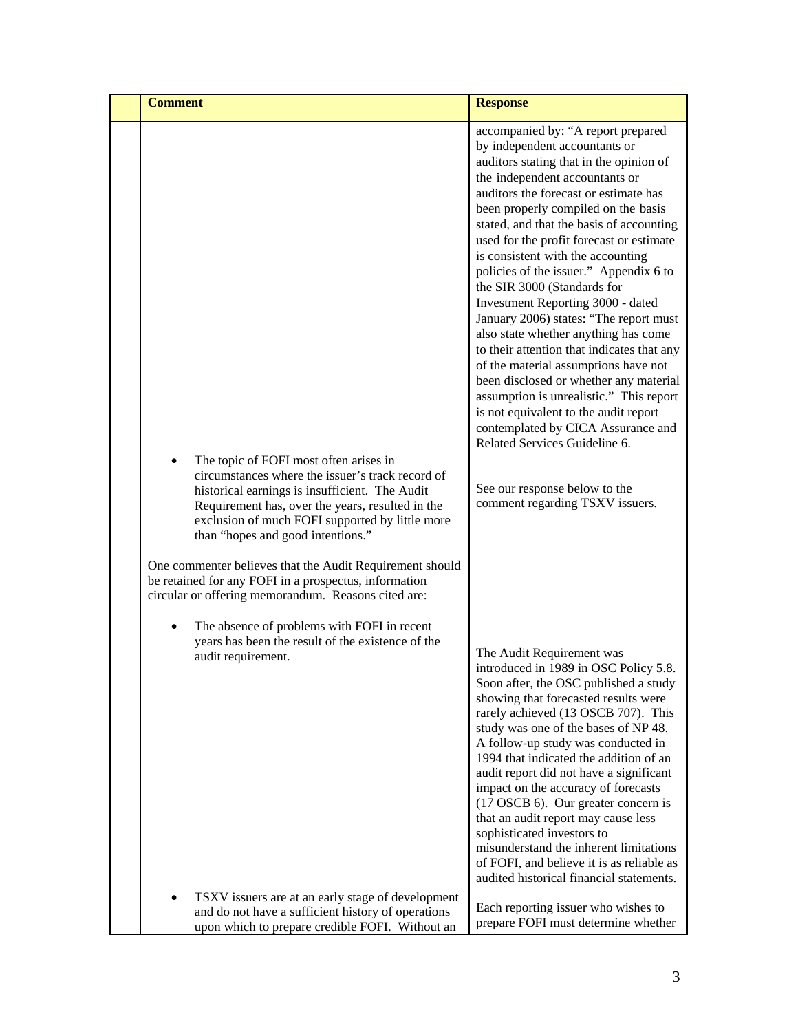| | Comment | Response |
|---|---|---|
| | | accompanied by: "A report prepared by independent accountants or auditors stating that in the opinion of the independent accountants or auditors the forecast or estimate has been properly compiled on the basis stated, and that the basis of accounting used for the profit forecast or estimate is consistent with the accounting policies of the issuer." Appendix 6 to the SIR 3000 (Standards for Investment Reporting 3000 - dated January 2006) states: "The report must also state whether anything has come to their attention that indicates that any of the material assumptions have not been disclosed or whether any material assumption is unrealistic." This report is not equivalent to the audit report contemplated by CICA Assurance and Related Services Guideline 6. |
| | • The topic of FOFI most often arises in circumstances where the issuer's track record of historical earnings is insufficient. The Audit Requirement has, over the years, resulted in the exclusion of much FOFI supported by little more than "hopes and good intentions." | See our response below to the comment regarding TSXV issuers. |
| | One commenter believes that the Audit Requirement should be retained for any FOFI in a prospectus, information circular or offering memorandum. Reasons cited are: | |
| | • The absence of problems with FOFI in recent years has been the result of the existence of the audit requirement. | The Audit Requirement was introduced in 1989 in OSC Policy 5.8. Soon after, the OSC published a study showing that forecasted results were rarely achieved (13 OSCB 707). This study was one of the bases of NP 48. A follow-up study was conducted in 1994 that indicated the addition of an audit report did not have a significant impact on the accuracy of forecasts (17 OSCB 6). Our greater concern is that an audit report may cause less sophisticated investors to misunderstand the inherent limitations of FOFI, and believe it is as reliable as audited historical financial statements. |
| | • TSXV issuers are at an early stage of development and do not have a sufficient history of operations upon which to prepare credible FOFI. Without an | Each reporting issuer who wishes to prepare FOFI must determine whether |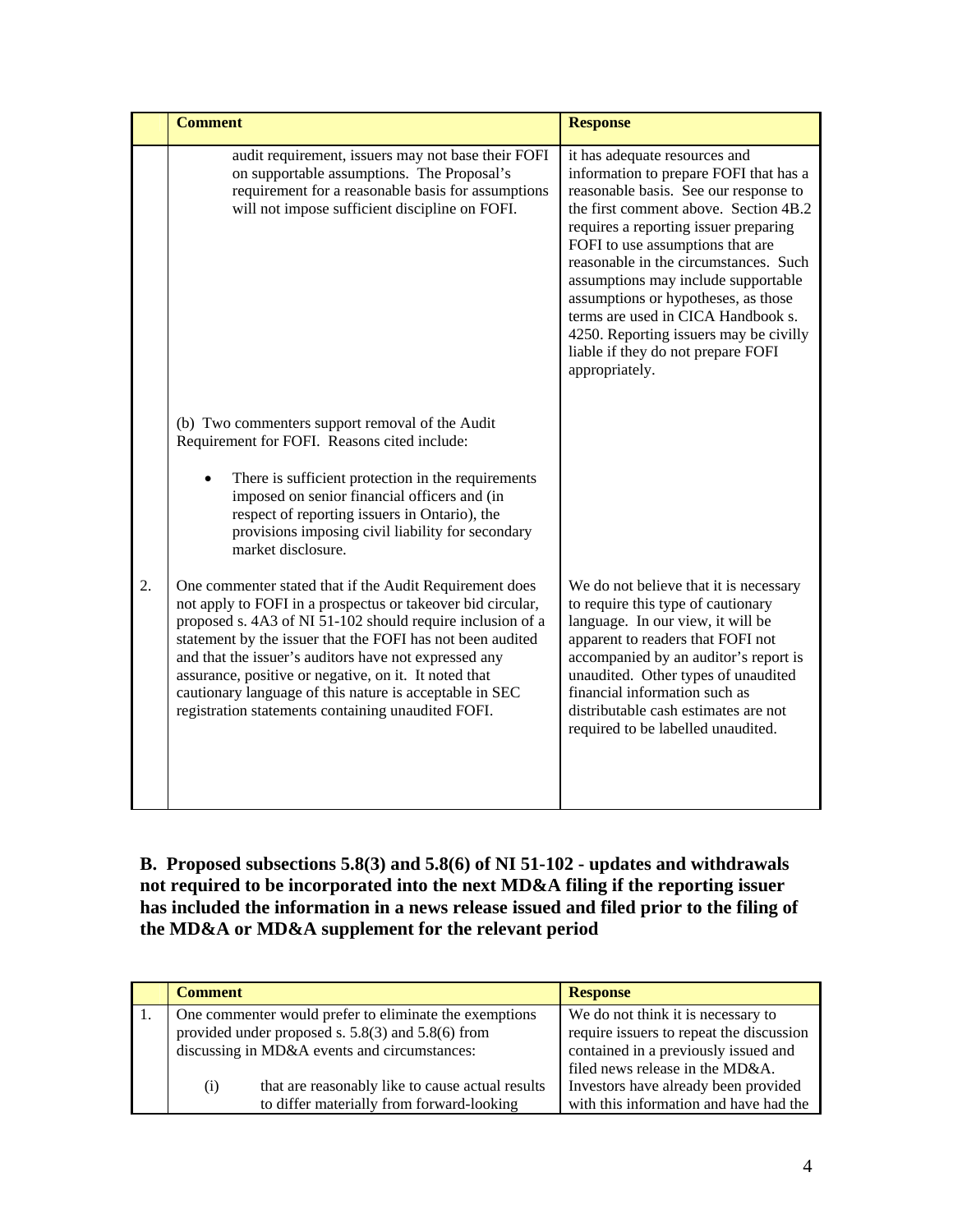| | Comment | Response |
|---|---|---|
| | audit requirement, issuers may not base their FOFI on supportable assumptions. The Proposal's requirement for a reasonable basis for assumptions will not impose sufficient discipline on FOFI. | it has adequate resources and information to prepare FOFI that has a reasonable basis. See our response to the first comment above. Section 4B.2 requires a reporting issuer preparing FOFI to use assumptions that are reasonable in the circumstances. Such assumptions may include supportable assumptions or hypotheses, as those terms are used in CICA Handbook s. 4250. Reporting issuers may be civilly liable if they do not prepare FOFI appropriately. |
| | (b) Two commenters support removal of the Audit Requirement for FOFI. Reasons cited include: <br><br> • There is sufficient protection in the requirements imposed on senior financial officers and (in respect of reporting issuers in Ontario), the provisions imposing civil liability for secondary market disclosure. | |
| 2. | One commenter stated that if the Audit Requirement does not apply to FOFI in a prospectus or takeover bid circular, proposed s. 4A3 of NI 51-102 should require inclusion of a statement by the issuer that the FOFI has not been audited and that the issuer's auditors have not expressed any assurance, positive or negative, on it. It noted that cautionary language of this nature is acceptable in SEC registration statements containing unaudited FOFI. | We do not believe that it is necessary to require this type of cautionary language. In our view, it will be apparent to readers that FOFI not accompanied by an auditor's report is unaudited. Other types of unaudited financial information such as distributable cash estimates are not required to be labelled unaudited. |

**B. Proposed subsections 5.8(3) and 5.8(6) of NI 51-102 - updates and withdrawals not required to be incorporated into the next MD&A filing if the reporting issuer has included the information in a news release issued and filed prior to the filing of the MD&A or MD&A supplement for the relevant period**

| | Comment | Response |
|---|---|---|
| 1. | One commenter would prefer to eliminate the exemptions provided under proposed s. 5.8(3) and 5.8(6) from discussing in MD&A events and circumstances: <br><br> (i) that are reasonably like to cause actual results to differ materially from forward-looking | We do not think it is necessary to require issuers to repeat the discussion contained in a previously issued and filed news release in the MD&A. Investors have already been provided with this information and have had the |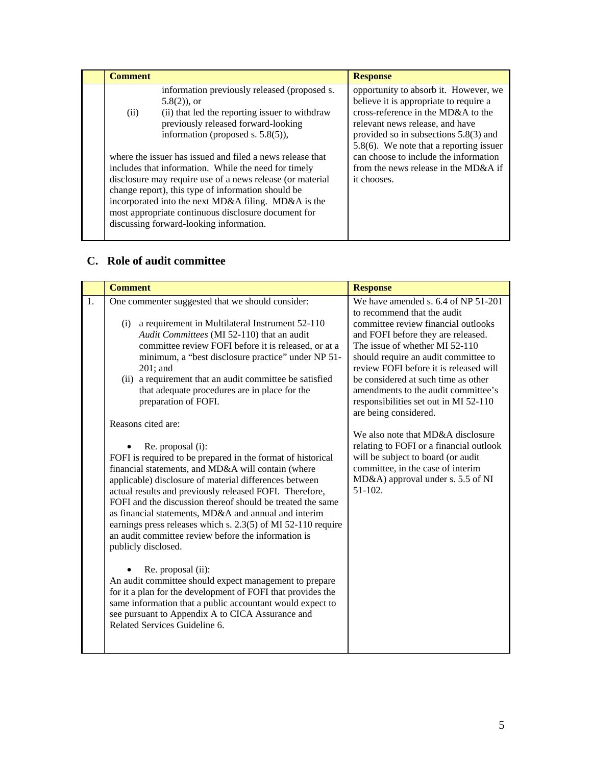| | Comment | Response |
|---|---|---|
| | information previously released (proposed s. 5.8(2)), or<br>(ii) (ii) that led the reporting issuer to withdraw previously released forward-looking information (proposed s. 5.8(5)),<br><br>where the issuer has issued and filed a news release that includes that information. While the need for timely disclosure may require use of a news release (or material change report), this type of information should be incorporated into the next MD&A filing. MD&A is the most appropriate continuous disclosure document for discussing forward-looking information. | opportunity to absorb it. However, we believe it is appropriate to require a cross-reference in the MD&A to the relevant news release, and have provided so in subsections 5.8(3) and 5.8(6). We note that a reporting issuer can choose to include the information from the news release in the MD&A if it chooses. |

## C. Role of audit committee

| | Comment | Response |
|---|---|---|
| 1. | One commenter suggested that we should consider:<br><br>(i) a requirement in Multilateral Instrument 52-110 *Audit Committees* (MI 52-110) that an audit committee review FOFI before it is released, or at a minimum, a "best disclosure practice" under NP 51-201; and<br>(ii) a requirement that an audit committee be satisfied that adequate procedures are in place for the preparation of FOFI.<br><br>Reasons cited are:<br><br>• Re. proposal (i):<br>FOFI is required to be prepared in the format of historical financial statements, and MD&A will contain (where applicable) disclosure of material differences between actual results and previously released FOFI. Therefore, FOFI and the discussion thereof should be treated the same as financial statements, MD&A and annual and interim earnings press releases which s. 2.3(5) of MI 52-110 require an audit committee review before the information is publicly disclosed.<br><br>• Re. proposal (ii):<br>An audit committee should expect management to prepare for it a plan for the development of FOFI that provides the same information that a public accountant would expect to see pursuant to Appendix A to CICA Assurance and Related Services Guideline 6. | We have amended s. 6.4 of NP 51-201 to recommend that the audit committee review financial outlooks and FOFI before they are released. The issue of whether MI 52-110 should require an audit committee to review FOFI before it is released will be considered at such time as other amendments to the audit committee's responsibilities set out in MI 52-110 are being considered.<br><br>We also note that MD&A disclosure relating to FOFI or a financial outlook will be subject to board (or audit committee, in the case of interim MD&A) approval under s. 5.5 of NI 51-102. |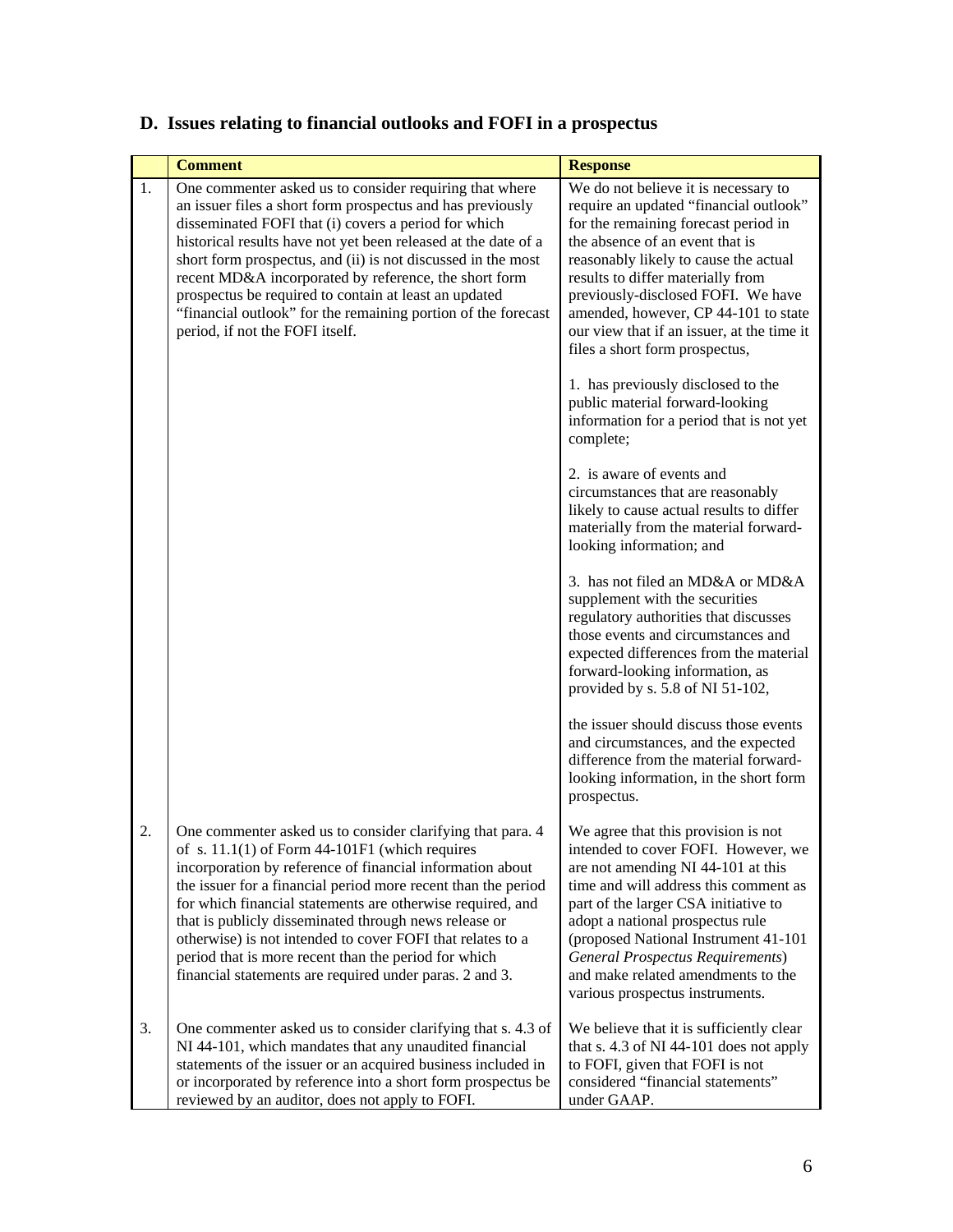## D. Issues relating to financial outlooks and FOFI in a prospectus

| | **Comment** | **Response** |
|---|---|---|
| 1. | One commenter asked us to consider requiring that where an issuer files a short form prospectus and has previously disseminated FOFI that (i) covers a period for which historical results have not yet been released at the date of a short form prospectus, and (ii) is not discussed in the most recent MD&A incorporated by reference, the short form prospectus be required to contain at least an updated "financial outlook" for the remaining portion of the forecast period, if not the FOFI itself. | We do not believe it is necessary to require an updated "financial outlook" for the remaining forecast period in the absence of an event that is reasonably likely to cause the actual results to differ materially from previously-disclosed FOFI. We have amended, however, CP 44-101 to state our view that if an issuer, at the time it files a short form prospectus,<br><br>1. has previously disclosed to the public material forward-looking information for a period that is not yet complete;<br><br>2. is aware of events and circumstances that are reasonably likely to cause actual results to differ materially from the material forward-looking information; and<br><br>3. has not filed an MD&A or MD&A supplement with the securities regulatory authorities that discusses those events and circumstances and expected differences from the material forward-looking information, as provided by s. 5.8 of NI 51-102,<br><br>the issuer should discuss those events and circumstances, and the expected difference from the material forward-looking information, in the short form prospectus. |
| 2. | One commenter asked us to consider clarifying that para. 4 of s. 11.1(1) of Form 44-101F1 (which requires incorporation by reference of financial information about the issuer for a financial period more recent than the period for which financial statements are otherwise required, and that is publicly disseminated through news release or otherwise) is not intended to cover FOFI that relates to a period that is more recent than the period for which financial statements are required under paras. 2 and 3. | We agree that this provision is not intended to cover FOFI. However, we are not amending NI 44-101 at this time and will address this comment as part of the larger CSA initiative to adopt a national prospectus rule (proposed National Instrument 41-101 *General Prospectus Requirements*) and make related amendments to the various prospectus instruments. |
| 3. | One commenter asked us to consider clarifying that s. 4.3 of NI 44-101, which mandates that any unaudited financial statements of the issuer or an acquired business included in or incorporated by reference into a short form prospectus be reviewed by an auditor, does not apply to FOFI. | We believe that it is sufficiently clear that s. 4.3 of NI 44-101 does not apply to FOFI, given that FOFI is not considered "financial statements" under GAAP. |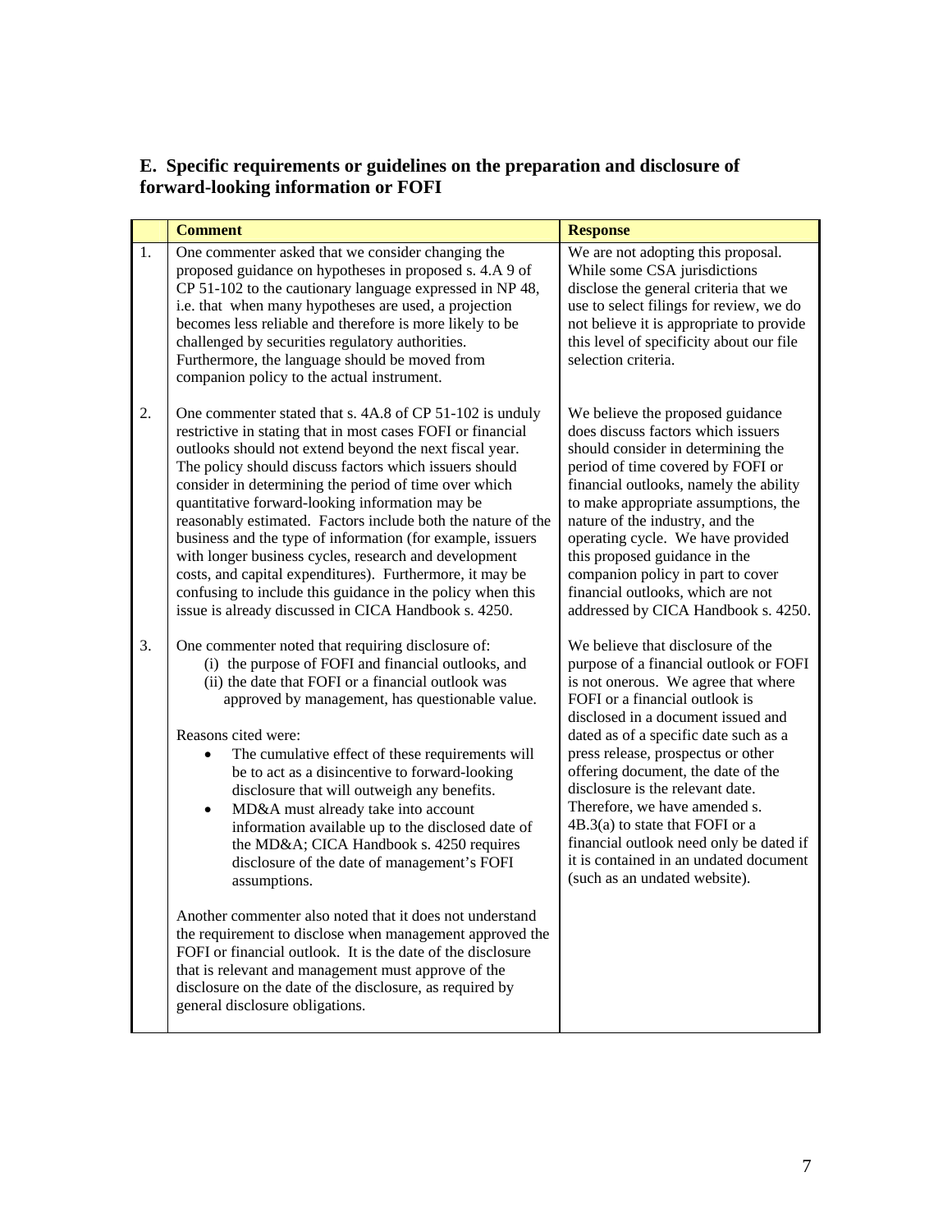## E. Specific requirements or guidelines on the preparation and disclosure of forward-looking information or FOFI

| | Comment | Response |
|---|---|---|
| 1. | One commenter asked that we consider changing the proposed guidance on hypotheses in proposed s. 4.A 9 of CP 51-102 to the cautionary language expressed in NP 48, i.e. that when many hypotheses are used, a projection becomes less reliable and therefore is more likely to be challenged by securities regulatory authorities. Furthermore, the language should be moved from companion policy to the actual instrument. | We are not adopting this proposal. While some CSA jurisdictions disclose the general criteria that we use to select filings for review, we do not believe it is appropriate to provide this level of specificity about our file selection criteria. |
| 2. | One commenter stated that s. 4A.8 of CP 51-102 is unduly restrictive in stating that in most cases FOFI or financial outlooks should not extend beyond the next fiscal year. The policy should discuss factors which issuers should consider in determining the period of time over which quantitative forward-looking information may be reasonably estimated. Factors include both the nature of the business and the type of information (for example, issuers with longer business cycles, research and development costs, and capital expenditures). Furthermore, it may be confusing to include this guidance in the policy when this issue is already discussed in CICA Handbook s. 4250. | We believe the proposed guidance does discuss factors which issuers should consider in determining the period of time covered by FOFI or financial outlooks, namely the ability to make appropriate assumptions, the nature of the industry, and the operating cycle. We have provided this proposed guidance in the companion policy in part to cover financial outlooks, which are not addressed by CICA Handbook s. 4250. |
| 3. | One commenter noted that requiring disclosure of:<br>(i) the purpose of FOFI and financial outlooks, and<br>(ii) the date that FOFI or a financial outlook was approved by management, has questionable value.<br><br>Reasons cited were:<br>• The cumulative effect of these requirements will be to act as a disincentive to forward-looking disclosure that will outweigh any benefits.<br>• MD&A must already take into account information available up to the disclosed date of the MD&A; CICA Handbook s. 4250 requires disclosure of the date of management's FOFI assumptions.<br><br>Another commenter also noted that it does not understand the requirement to disclose when management approved the FOFI or financial outlook. It is the date of the disclosure that is relevant and management must approve of the disclosure on the date of the disclosure, as required by general disclosure obligations. | We believe that disclosure of the purpose of a financial outlook or FOFI is not onerous. We agree that where FOFI or a financial outlook is disclosed in a document issued and dated as of a specific date such as a press release, prospectus or other offering document, the date of the disclosure is the relevant date. Therefore, we have amended s. 4B.3(a) to state that FOFI or a financial outlook need only be dated if it is contained in an undated document (such as an undated website). |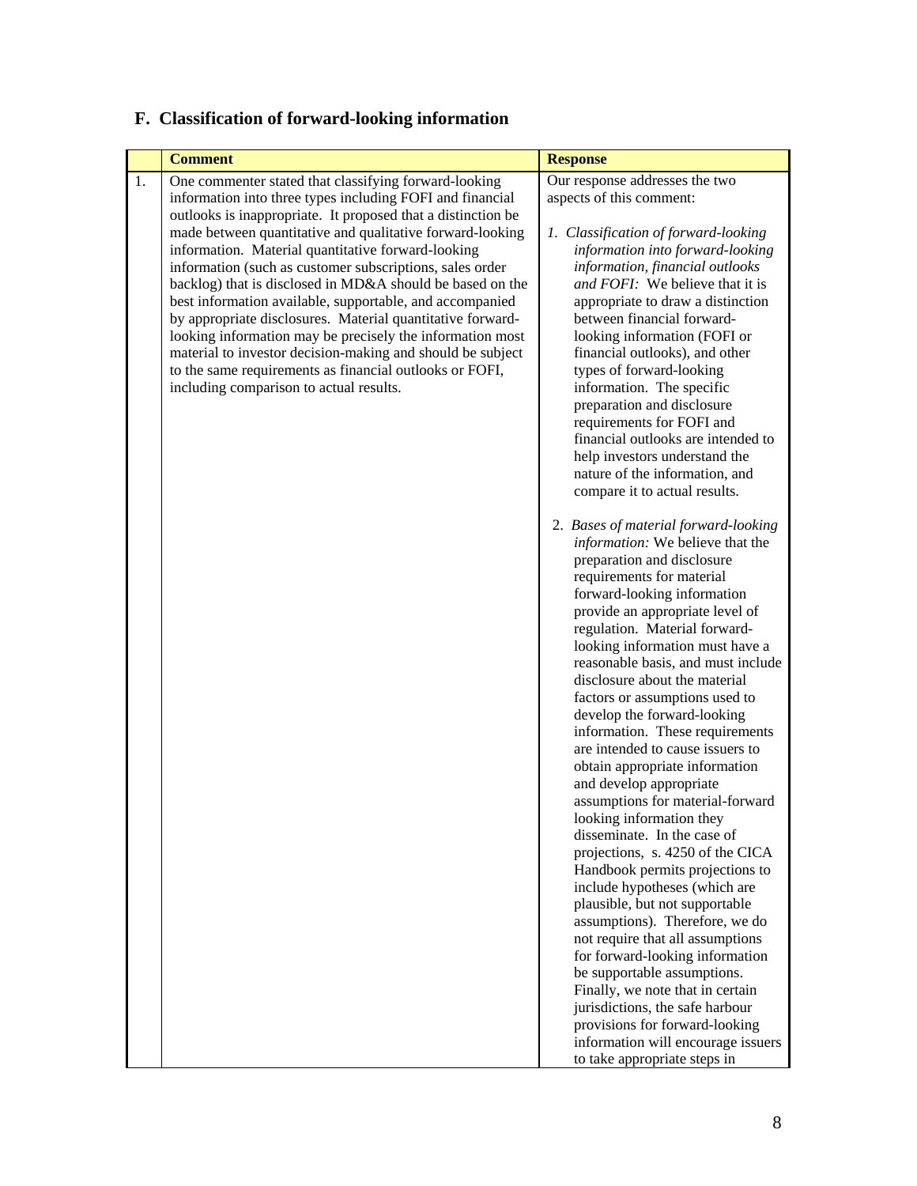## F. Classification of forward-looking information

| | Comment | Response |
|---|---|---|
| 1. | One commenter stated that classifying forward-looking information into three types including FOFI and financial outlooks is inappropriate. It proposed that a distinction be made between quantitative and qualitative forward-looking information. Material quantitative forward-looking information (such as customer subscriptions, sales order backlog) that is disclosed in MD&A should be based on the best information available, supportable, and accompanied by appropriate disclosures. Material quantitative forward-looking information may be precisely the information most material to investor decision-making and should be subject to the same requirements as financial outlooks or FOFI, including comparison to actual results. | Our response addresses the two aspects of this comment:<br><br>1. *Classification of forward-looking information into forward-looking information, financial outlooks and FOFI:* We believe that it is appropriate to draw a distinction between financial forward-looking information (FOFI or financial outlooks), and other types of forward-looking information. The specific preparation and disclosure requirements for FOFI and financial outlooks are intended to help investors understand the nature of the information, and compare it to actual results.<br><br>2. *Bases of material forward-looking information:* We believe that the preparation and disclosure requirements for material forward-looking information provide an appropriate level of regulation. Material forward-looking information must have a reasonable basis, and must include disclosure about the material factors or assumptions used to develop the forward-looking information. These requirements are intended to cause issuers to obtain appropriate information and develop appropriate assumptions for material-forward looking information they disseminate. In the case of projections, s. 4250 of the CICA Handbook permits projections to include hypotheses (which are plausible, but not supportable assumptions). Therefore, we do not require that all assumptions for forward-looking information be supportable assumptions. Finally, we note that in certain jurisdictions, the safe harbour provisions for forward-looking information will encourage issuers to take appropriate steps in |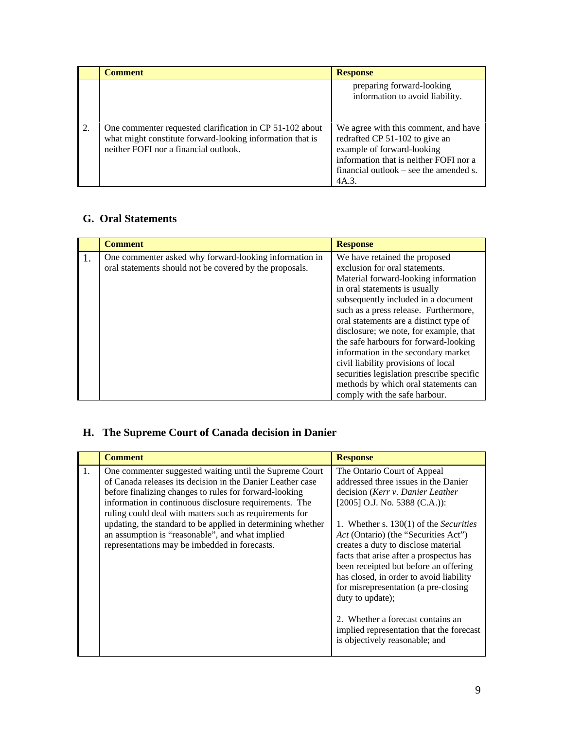| | Comment | Response |
|---|---|---|
| | | preparing forward-looking information to avoid liability. |
| 2. | One commenter requested clarification in CP 51-102 about what might constitute forward-looking information that is neither FOFI nor a financial outlook. | We agree with this comment, and have redrafted CP 51-102 to give an example of forward-looking information that is neither FOFI nor a financial outlook – see the amended s. 4A.3. |

## G. Oral Statements

| | Comment | Response |
|---|---|---|
| 1. | One commenter asked why forward-looking information in oral statements should not be covered by the proposals. | We have retained the proposed exclusion for oral statements. Material forward-looking information in oral statements is usually subsequently included in a document such as a press release. Furthermore, oral statements are a distinct type of disclosure; we note, for example, that the safe harbours for forward-looking information in the secondary market civil liability provisions of local securities legislation prescribe specific methods by which oral statements can comply with the safe harbour. |

## H. The Supreme Court of Canada decision in Danier

| | Comment | Response |
|---|---|---|
| 1. | One commenter suggested waiting until the Supreme Court of Canada releases its decision in the Danier Leather case before finalizing changes to rules for forward-looking information in continuous disclosure requirements. The ruling could deal with matters such as requirements for updating, the standard to be applied in determining whether an assumption is "reasonable", and what implied representations may be imbedded in forecasts. | The Ontario Court of Appeal addressed three issues in the Danier decision (*Kerr v. Danier Leather* [2005] O.J. No. 5388 (C.A.)):<br><br>1. Whether s. 130(1) of the *Securities Act* (Ontario) (the "Securities Act") creates a duty to disclose material facts that arise after a prospectus has been receipted but before an offering has closed, in order to avoid liability for misrepresentation (a pre-closing duty to update);<br><br>2. Whether a forecast contains an implied representation that the forecast is objectively reasonable; and |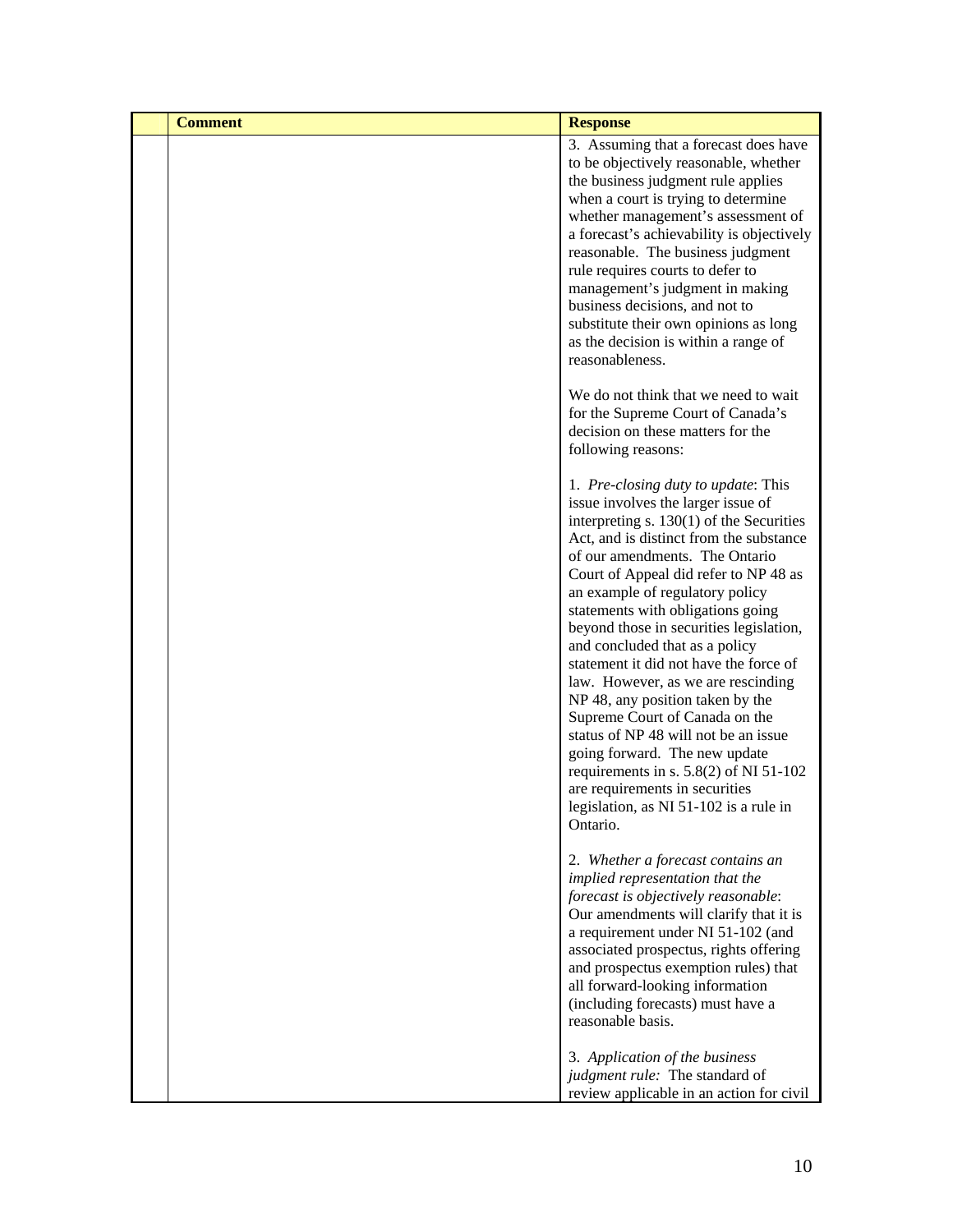| | Comment | Response |
|---|---|---|
| | | 3. Assuming that a forecast does have to be objectively reasonable, whether the business judgment rule applies when a court is trying to determine whether management's assessment of a forecast's achievability is objectively reasonable. The business judgment rule requires courts to defer to management's judgment in making business decisions, and not to substitute their own opinions as long as the decision is within a range of reasonableness.<br><br>We do not think that we need to wait for the Supreme Court of Canada's decision on these matters for the following reasons:<br><br>1. *Pre-closing duty to update*: This issue involves the larger issue of interpreting s. 130(1) of the Securities Act, and is distinct from the substance of our amendments. The Ontario Court of Appeal did refer to NP 48 as an example of regulatory policy statements with obligations going beyond those in securities legislation, and concluded that as a policy statement it did not have the force of law. However, as we are rescinding NP 48, any position taken by the Supreme Court of Canada on the status of NP 48 will not be an issue going forward. The new update requirements in s. 5.8(2) of NI 51-102 are requirements in securities legislation, as NI 51-102 is a rule in Ontario.<br><br>2. *Whether a forecast contains an implied representation that the forecast is objectively reasonable*: Our amendments will clarify that it is a requirement under NI 51-102 (and associated prospectus, rights offering and prospectus exemption rules) that all forward-looking information (including forecasts) must have a reasonable basis.<br><br>3. *Application of the business judgment rule:* The standard of review applicable in an action for civil |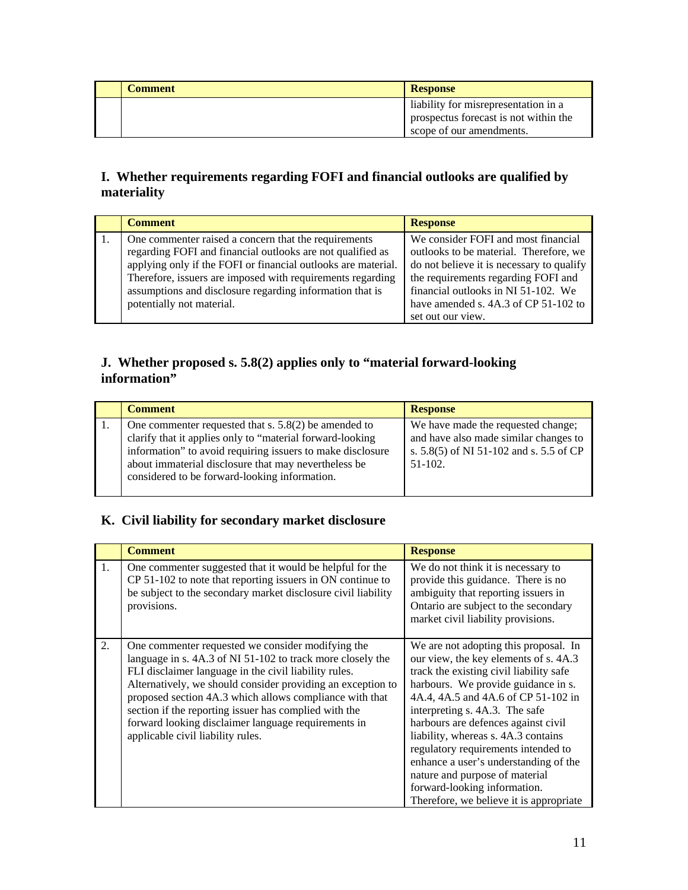| | Comment | Response |
|---|---|---|
| | | liability for misrepresentation in a prospectus forecast is not within the scope of our amendments. |

### I. Whether requirements regarding FOFI and financial outlooks are qualified by materiality

| | Comment | Response |
|---|---|---|
| 1. | One commenter raised a concern that the requirements regarding FOFI and financial outlooks are not qualified as applying only if the FOFI or financial outlooks are material. Therefore, issuers are imposed with requirements regarding assumptions and disclosure regarding information that is potentially not material. | We consider FOFI and most financial outlooks to be material. Therefore, we do not believe it is necessary to qualify the requirements regarding FOFI and financial outlooks in NI 51-102. We have amended s. 4A.3 of CP 51-102 to set out our view. |

### J. Whether proposed s. 5.8(2) applies only to "material forward-looking information"

| | Comment | Response |
|---|---|---|
| 1. | One commenter requested that s. 5.8(2) be amended to clarify that it applies only to "material forward-looking information" to avoid requiring issuers to make disclosure about immaterial disclosure that may nevertheless be considered to be forward-looking information. | We have made the requested change; and have also made similar changes to s. 5.8(5) of NI 51-102 and s. 5.5 of CP 51-102. |

### K. Civil liability for secondary market disclosure

| | Comment | Response |
|---|---|---|
| 1. | One commenter suggested that it would be helpful for the CP 51-102 to note that reporting issuers in ON continue to be subject to the secondary market disclosure civil liability provisions. | We do not think it is necessary to provide this guidance. There is no ambiguity that reporting issuers in Ontario are subject to the secondary market civil liability provisions. |
| 2. | One commenter requested we consider modifying the language in s. 4A.3 of NI 51-102 to track more closely the FLI disclaimer language in the civil liability rules. Alternatively, we should consider providing an exception to proposed section 4A.3 which allows compliance with that section if the reporting issuer has complied with the forward looking disclaimer language requirements in applicable civil liability rules. | We are not adopting this proposal. In our view, the key elements of s. 4A.3 track the existing civil liability safe harbours. We provide guidance in s. 4A.4, 4A.5 and 4A.6 of CP 51-102 in interpreting s. 4A.3. The safe harbours are defences against civil liability, whereas s. 4A.3 contains regulatory requirements intended to enhance a user's understanding of the nature and purpose of material forward-looking information. Therefore, we believe it is appropriate |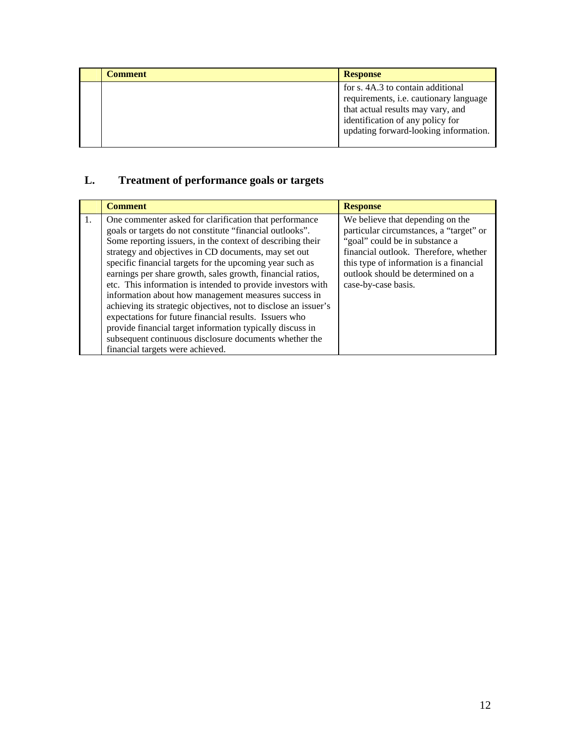| | Comment | Response |
| --- | --- | --- |
| | | for s. 4A.3 to contain additional requirements, i.e. cautionary language that actual results may vary, and identification of any policy for updating forward-looking information. |

## L. Treatment of performance goals or targets

| | Comment | Response |
| --- | --- | --- |
| 1. | One commenter asked for clarification that performance goals or targets do not constitute "financial outlooks". Some reporting issuers, in the context of describing their strategy and objectives in CD documents, may set out specific financial targets for the upcoming year such as earnings per share growth, sales growth, financial ratios, etc. This information is intended to provide investors with information about how management measures success in achieving its strategic objectives, not to disclose an issuer's expectations for future financial results. Issuers who provide financial target information typically discuss in subsequent continuous disclosure documents whether the financial targets were achieved. | We believe that depending on the particular circumstances, a "target" or "goal" could be in substance a financial outlook. Therefore, whether this type of information is a financial outlook should be determined on a case-by-case basis. |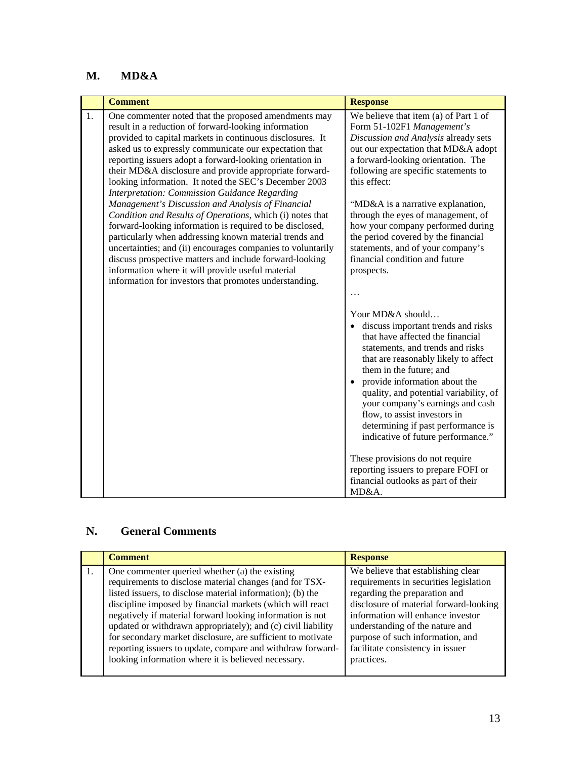## M. MD&A

| | Comment | Response |
|---|---|---|
| 1. | One commenter noted that the proposed amendments may result in a reduction of forward-looking information provided to capital markets in continuous disclosures. It asked us to expressly communicate our expectation that reporting issuers adopt a forward-looking orientation in their MD&A disclosure and provide appropriate forward-looking information. It noted the SEC's December 2003 *Interpretation: Commission Guidance Regarding Management's Discussion and Analysis of Financial Condition and Results of Operations*, which (i) notes that forward-looking information is required to be disclosed, particularly when addressing known material trends and uncertainties; and (ii) encourages companies to voluntarily discuss prospective matters and include forward-looking information where it will provide useful material information for investors that promotes understanding. | We believe that item (a) of Part 1 of Form 51-102F1 *Management's Discussion and Analysis* already sets out our expectation that MD&A adopt a forward-looking orientation. The following are specific statements to this effect:<br><br>"MD&A is a narrative explanation, through the eyes of management, of how your company performed during the period covered by the financial statements, and of your company's financial condition and future prospects.<br><br>…<br><br>Your MD&A should…<br>• discuss important trends and risks that have affected the financial statements, and trends and risks that are reasonably likely to affect them in the future; and<br>• provide information about the quality, and potential variability, of your company's earnings and cash flow, to assist investors in determining if past performance is indicative of future performance."<br><br>These provisions do not require reporting issuers to prepare FOFI or financial outlooks as part of their MD&A. |

## N. General Comments

| | Comment | Response |
|---|---|---|
| 1. | One commenter queried whether (a) the existing requirements to disclose material changes (and for TSX-listed issuers, to disclose material information); (b) the discipline imposed by financial markets (which will react negatively if material forward looking information is not updated or withdrawn appropriately); and (c) civil liability for secondary market disclosure, are sufficient to motivate reporting issuers to update, compare and withdraw forward-looking information where it is believed necessary. | We believe that establishing clear requirements in securities legislation regarding the preparation and disclosure of material forward-looking information will enhance investor understanding of the nature and purpose of such information, and facilitate consistency in issuer practices. |